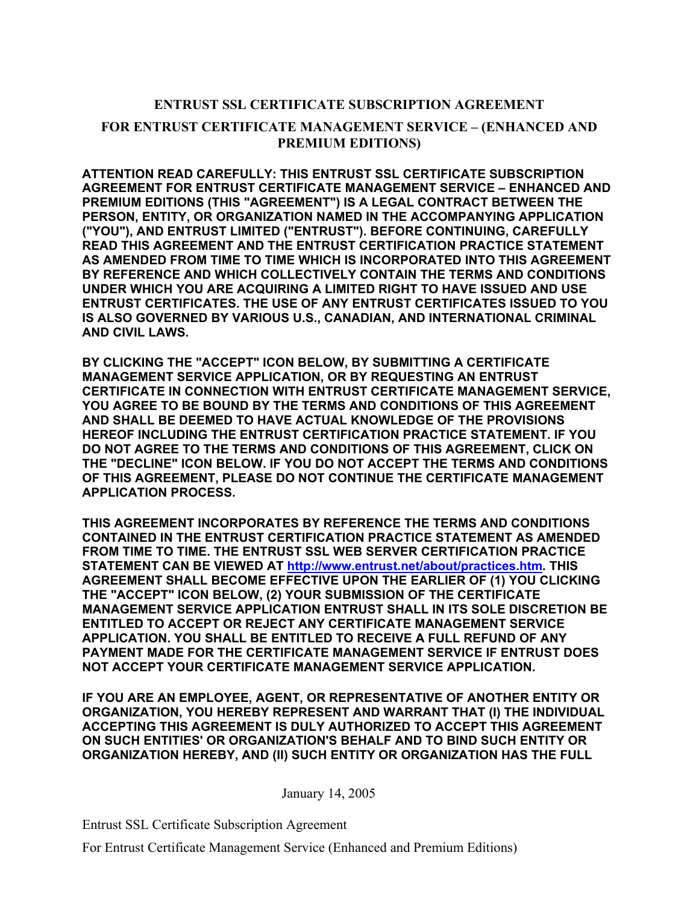# ENTRUST SSL CERTIFICATE SUBSCRIPTION AGREEMENT

## FOR ENTRUST CERTIFICATE MANAGEMENT SERVICE – (ENHANCED AND PREMIUM EDITIONS)

**ATTENTION READ CAREFULLY: THIS ENTRUST SSL CERTIFICATE SUBSCRIPTION AGREEMENT FOR ENTRUST CERTIFICATE MANAGEMENT SERVICE – ENHANCED AND PREMIUM EDITIONS (THIS "AGREEMENT") IS A LEGAL CONTRACT BETWEEN THE PERSON, ENTITY, OR ORGANIZATION NAMED IN THE ACCOMPANYING APPLICATION ("YOU"), AND ENTRUST LIMITED ("ENTRUST"). BEFORE CONTINUING, CAREFULLY READ THIS AGREEMENT AND THE ENTRUST CERTIFICATION PRACTICE STATEMENT AS AMENDED FROM TIME TO TIME WHICH IS INCORPORATED INTO THIS AGREEMENT BY REFERENCE AND WHICH COLLECTIVELY CONTAIN THE TERMS AND CONDITIONS UNDER WHICH YOU ARE ACQUIRING A LIMITED RIGHT TO HAVE ISSUED AND USE ENTRUST CERTIFICATES. THE USE OF ANY ENTRUST CERTIFICATES ISSUED TO YOU IS ALSO GOVERNED BY VARIOUS U.S., CANADIAN, AND INTERNATIONAL CRIMINAL AND CIVIL LAWS.**

**BY CLICKING THE "ACCEPT" ICON BELOW, BY SUBMITTING A CERTIFICATE MANAGEMENT SERVICE APPLICATION, OR BY REQUESTING AN ENTRUST CERTIFICATE IN CONNECTION WITH ENTRUST CERTIFICATE MANAGEMENT SERVICE, YOU AGREE TO BE BOUND BY THE TERMS AND CONDITIONS OF THIS AGREEMENT AND SHALL BE DEEMED TO HAVE ACTUAL KNOWLEDGE OF THE PROVISIONS HEREOF INCLUDING THE ENTRUST CERTIFICATION PRACTICE STATEMENT. IF YOU DO NOT AGREE TO THE TERMS AND CONDITIONS OF THIS AGREEMENT, CLICK ON THE "DECLINE" ICON BELOW. IF YOU DO NOT ACCEPT THE TERMS AND CONDITIONS OF THIS AGREEMENT, PLEASE DO NOT CONTINUE THE CERTIFICATE MANAGEMENT APPLICATION PROCESS.**

**THIS AGREEMENT INCORPORATES BY REFERENCE THE TERMS AND CONDITIONS CONTAINED IN THE ENTRUST CERTIFICATION PRACTICE STATEMENT AS AMENDED FROM TIME TO TIME. THE ENTRUST SSL WEB SERVER CERTIFICATION PRACTICE STATEMENT CAN BE VIEWED AT [http://www.entrust.net/about/practices.htm](http://www.entrust.net/about/practices.htm). THIS AGREEMENT SHALL BECOME EFFECTIVE UPON THE EARLIER OF (1) YOU CLICKING THE "ACCEPT" ICON BELOW, (2) YOUR SUBMISSION OF THE CERTIFICATE MANAGEMENT SERVICE APPLICATION ENTRUST SHALL IN ITS SOLE DISCRETION BE ENTITLED TO ACCEPT OR REJECT ANY CERTIFICATE MANAGEMENT SERVICE APPLICATION. YOU SHALL BE ENTITLED TO RECEIVE A FULL REFUND OF ANY PAYMENT MADE FOR THE CERTIFICATE MANAGEMENT SERVICE IF ENTRUST DOES NOT ACCEPT YOUR CERTIFICATE MANAGEMENT SERVICE APPLICATION.**

**IF YOU ARE AN EMPLOYEE, AGENT, OR REPRESENTATIVE OF ANOTHER ENTITY OR ORGANIZATION, YOU HEREBY REPRESENT AND WARRANT THAT (I) THE INDIVIDUAL ACCEPTING THIS AGREEMENT IS DULY AUTHORIZED TO ACCEPT THIS AGREEMENT ON SUCH ENTITIES' OR ORGANIZATION'S BEHALF AND TO BIND SUCH ENTITY OR ORGANIZATION HEREBY, AND (II) SUCH ENTITY OR ORGANIZATION HAS THE FULL**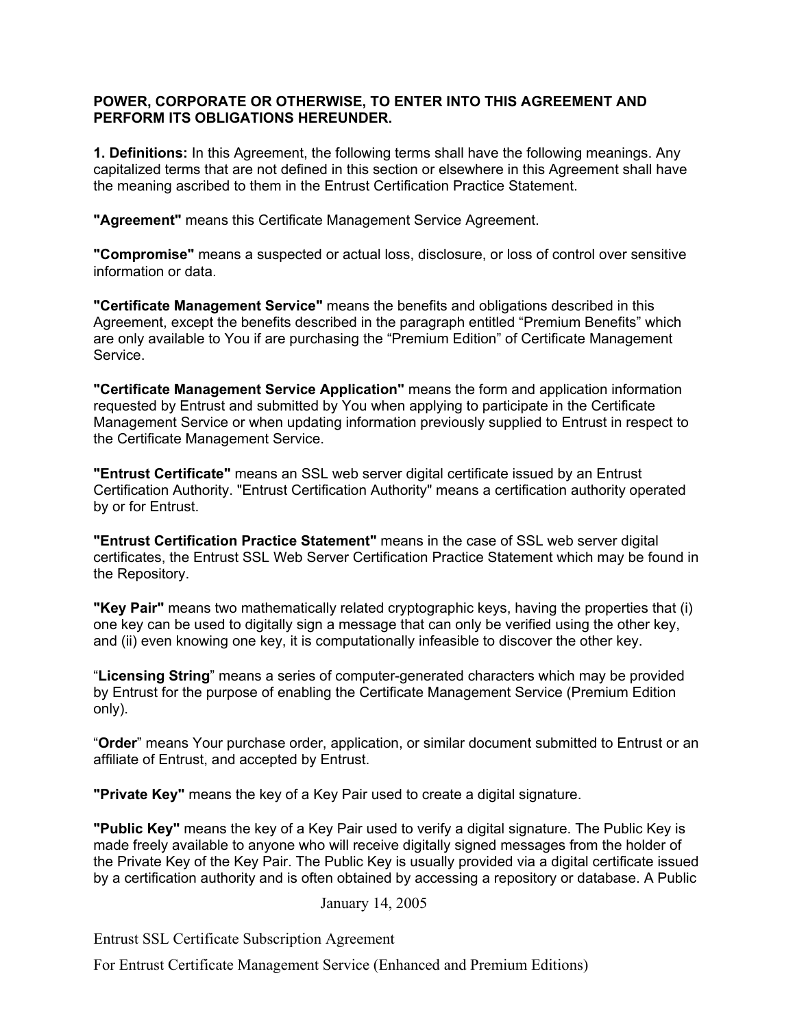**POWER, CORPORATE OR OTHERWISE, TO ENTER INTO THIS AGREEMENT AND PERFORM ITS OBLIGATIONS HEREUNDER.**

**1. Definitions:** In this Agreement, the following terms shall have the following meanings. Any capitalized terms that are not defined in this section or elsewhere in this Agreement shall have the meaning ascribed to them in the Entrust Certification Practice Statement.

**"Agreement"** means this Certificate Management Service Agreement.

**"Compromise"** means a suspected or actual loss, disclosure, or loss of control over sensitive information or data.

**"Certificate Management Service"** means the benefits and obligations described in this Agreement, except the benefits described in the paragraph entitled "Premium Benefits" which are only available to You if are purchasing the "Premium Edition" of Certificate Management Service.

**"Certificate Management Service Application"** means the form and application information requested by Entrust and submitted by You when applying to participate in the Certificate Management Service or when updating information previously supplied to Entrust in respect to the Certificate Management Service.

**"Entrust Certificate"** means an SSL web server digital certificate issued by an Entrust Certification Authority. "Entrust Certification Authority" means a certification authority operated by or for Entrust.

**"Entrust Certification Practice Statement"** means in the case of SSL web server digital certificates, the Entrust SSL Web Server Certification Practice Statement which may be found in the Repository.

**"Key Pair"** means two mathematically related cryptographic keys, having the properties that (i) one key can be used to digitally sign a message that can only be verified using the other key, and (ii) even knowing one key, it is computationally infeasible to discover the other key.

"**Licensing String**" means a series of computer-generated characters which may be provided by Entrust for the purpose of enabling the Certificate Management Service (Premium Edition only).

"**Order**" means Your purchase order, application, or similar document submitted to Entrust or an affiliate of Entrust, and accepted by Entrust.

**"Private Key"** means the key of a Key Pair used to create a digital signature.

**"Public Key"** means the key of a Key Pair used to verify a digital signature. The Public Key is made freely available to anyone who will receive digitally signed messages from the holder of the Private Key of the Key Pair. The Public Key is usually provided via a digital certificate issued by a certification authority and is often obtained by accessing a repository or database. A Public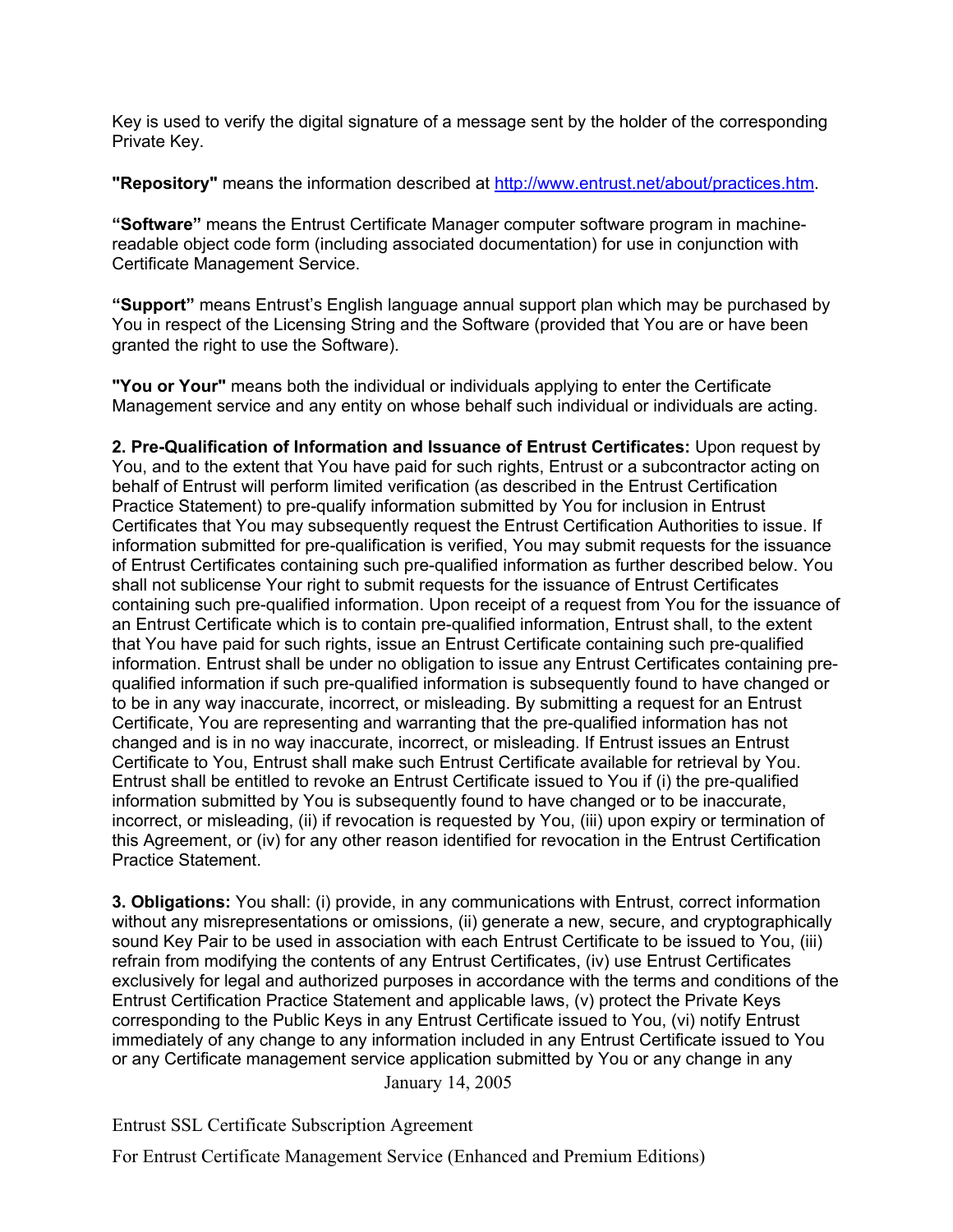Key is used to verify the digital signature of a message sent by the holder of the corresponding Private Key.

**"Repository"** means the information described at [http://www.entrust.net/about/practices.htm](http://www.entrust.net/about/practices.htm).

**"Software"** means the Entrust Certificate Manager computer software program in machine-readable object code form (including associated documentation) for use in conjunction with Certificate Management Service.

**"Support"** means Entrust's English language annual support plan which may be purchased by You in respect of the Licensing String and the Software (provided that You are or have been granted the right to use the Software).

**"You or Your"** means both the individual or individuals applying to enter the Certificate Management service and any entity on whose behalf such individual or individuals are acting.

**2. Pre-Qualification of Information and Issuance of Entrust Certificates:** Upon request by You, and to the extent that You have paid for such rights, Entrust or a subcontractor acting on behalf of Entrust will perform limited verification (as described in the Entrust Certification Practice Statement) to pre-qualify information submitted by You for inclusion in Entrust Certificates that You may subsequently request the Entrust Certification Authorities to issue. If information submitted for pre-qualification is verified, You may submit requests for the issuance of Entrust Certificates containing such pre-qualified information as further described below. You shall not sublicense Your right to submit requests for the issuance of Entrust Certificates containing such pre-qualified information. Upon receipt of a request from You for the issuance of an Entrust Certificate which is to contain pre-qualified information, Entrust shall, to the extent that You have paid for such rights, issue an Entrust Certificate containing such pre-qualified information. Entrust shall be under no obligation to issue any Entrust Certificates containing pre-qualified information if such pre-qualified information is subsequently found to have changed or to be in any way inaccurate, incorrect, or misleading. By submitting a request for an Entrust Certificate, You are representing and warranting that the pre-qualified information has not changed and is in no way inaccurate, incorrect, or misleading. If Entrust issues an Entrust Certificate to You, Entrust shall make such Entrust Certificate available for retrieval by You. Entrust shall be entitled to revoke an Entrust Certificate issued to You if (i) the pre-qualified information submitted by You is subsequently found to have changed or to be inaccurate, incorrect, or misleading, (ii) if revocation is requested by You, (iii) upon expiry or termination of this Agreement, or (iv) for any other reason identified for revocation in the Entrust Certification Practice Statement.

**3. Obligations:** You shall: (i) provide, in any communications with Entrust, correct information without any misrepresentations or omissions, (ii) generate a new, secure, and cryptographically sound Key Pair to be used in association with each Entrust Certificate to be issued to You, (iii) refrain from modifying the contents of any Entrust Certificates, (iv) use Entrust Certificates exclusively for legal and authorized purposes in accordance with the terms and conditions of the Entrust Certification Practice Statement and applicable laws, (v) protect the Private Keys corresponding to the Public Keys in any Entrust Certificate issued to You, (vi) notify Entrust immediately of any change to any information included in any Entrust Certificate issued to You or any Certificate management service application submitted by You or any change in any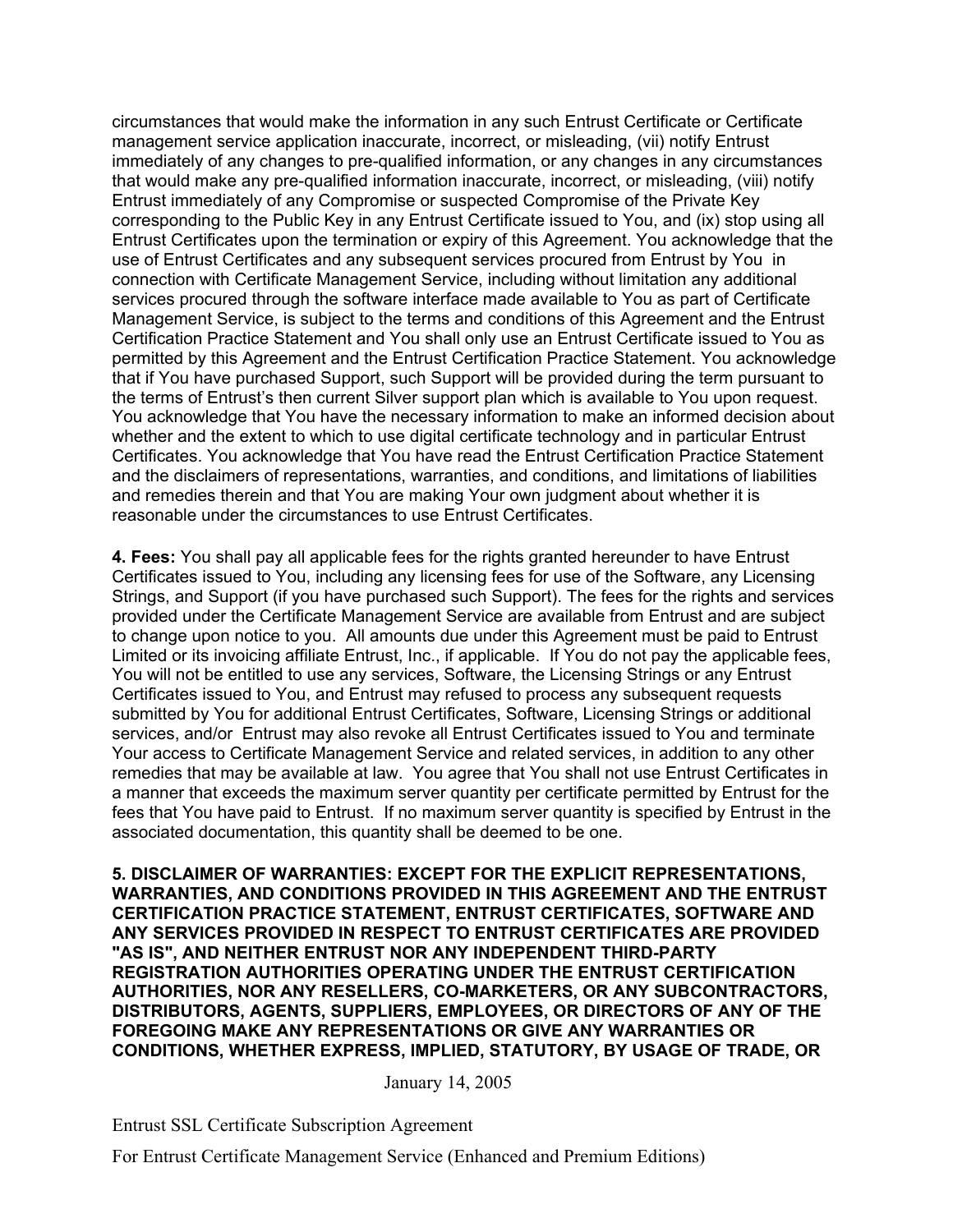circumstances that would make the information in any such Entrust Certificate or Certificate management service application inaccurate, incorrect, or misleading, (vii) notify Entrust immediately of any changes to pre-qualified information, or any changes in any circumstances that would make any pre-qualified information inaccurate, incorrect, or misleading, (viii) notify Entrust immediately of any Compromise or suspected Compromise of the Private Key corresponding to the Public Key in any Entrust Certificate issued to You, and (ix) stop using all Entrust Certificates upon the termination or expiry of this Agreement. You acknowledge that the use of Entrust Certificates and any subsequent services procured from Entrust by You in connection with Certificate Management Service, including without limitation any additional services procured through the software interface made available to You as part of Certificate Management Service, is subject to the terms and conditions of this Agreement and the Entrust Certification Practice Statement and You shall only use an Entrust Certificate issued to You as permitted by this Agreement and the Entrust Certification Practice Statement. You acknowledge that if You have purchased Support, such Support will be provided during the term pursuant to the terms of Entrust's then current Silver support plan which is available to You upon request. You acknowledge that You have the necessary information to make an informed decision about whether and the extent to which to use digital certificate technology and in particular Entrust Certificates. You acknowledge that You have read the Entrust Certification Practice Statement and the disclaimers of representations, warranties, and conditions, and limitations of liabilities and remedies therein and that You are making Your own judgment about whether it is reasonable under the circumstances to use Entrust Certificates.

**4. Fees:** You shall pay all applicable fees for the rights granted hereunder to have Entrust Certificates issued to You, including any licensing fees for use of the Software, any Licensing Strings, and Support (if you have purchased such Support). The fees for the rights and services provided under the Certificate Management Service are available from Entrust and are subject to change upon notice to you. All amounts due under this Agreement must be paid to Entrust Limited or its invoicing affiliate Entrust, Inc., if applicable. If You do not pay the applicable fees, You will not be entitled to use any services, Software, the Licensing Strings or any Entrust Certificates issued to You, and Entrust may refused to process any subsequent requests submitted by You for additional Entrust Certificates, Software, Licensing Strings or additional services, and/or Entrust may also revoke all Entrust Certificates issued to You and terminate Your access to Certificate Management Service and related services, in addition to any other remedies that may be available at law. You agree that You shall not use Entrust Certificates in a manner that exceeds the maximum server quantity per certificate permitted by Entrust for the fees that You have paid to Entrust. If no maximum server quantity is specified by Entrust in the associated documentation, this quantity shall be deemed to be one.

**5. DISCLAIMER OF WARRANTIES: EXCEPT FOR THE EXPLICIT REPRESENTATIONS, WARRANTIES, AND CONDITIONS PROVIDED IN THIS AGREEMENT AND THE ENTRUST CERTIFICATION PRACTICE STATEMENT, ENTRUST CERTIFICATES, SOFTWARE AND ANY SERVICES PROVIDED IN RESPECT TO ENTRUST CERTIFICATES ARE PROVIDED "AS IS", AND NEITHER ENTRUST NOR ANY INDEPENDENT THIRD-PARTY REGISTRATION AUTHORITIES OPERATING UNDER THE ENTRUST CERTIFICATION AUTHORITIES, NOR ANY RESELLERS, CO-MARKETERS, OR ANY SUBCONTRACTORS, DISTRIBUTORS, AGENTS, SUPPLIERS, EMPLOYEES, OR DIRECTORS OF ANY OF THE FOREGOING MAKE ANY REPRESENTATIONS OR GIVE ANY WARRANTIES OR CONDITIONS, WHETHER EXPRESS, IMPLIED, STATUTORY, BY USAGE OF TRADE, OR**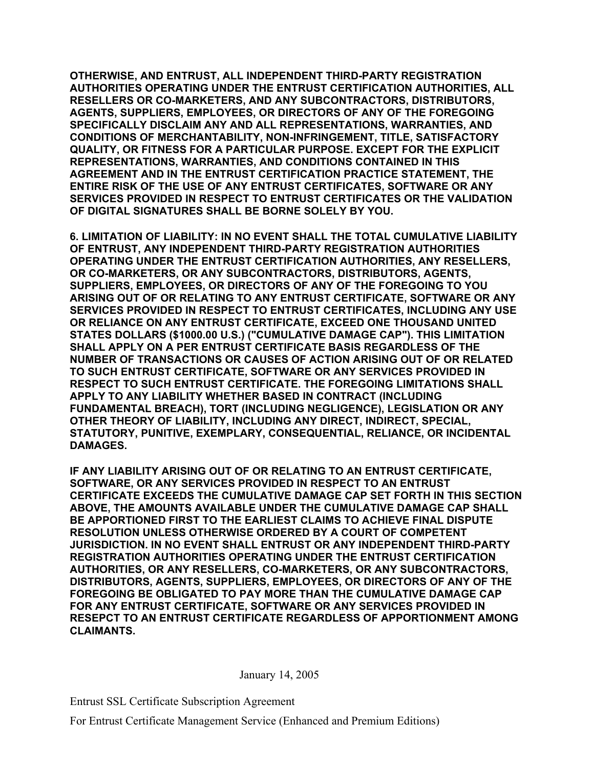**OTHERWISE, AND ENTRUST, ALL INDEPENDENT THIRD-PARTY REGISTRATION AUTHORITIES OPERATING UNDER THE ENTRUST CERTIFICATION AUTHORITIES, ALL RESELLERS OR CO-MARKETERS, AND ANY SUBCONTRACTORS, DISTRIBUTORS, AGENTS, SUPPLIERS, EMPLOYEES, OR DIRECTORS OF ANY OF THE FOREGOING SPECIFICALLY DISCLAIM ANY AND ALL REPRESENTATIONS, WARRANTIES, AND CONDITIONS OF MERCHANTABILITY, NON-INFRINGEMENT, TITLE, SATISFACTORY QUALITY, OR FITNESS FOR A PARTICULAR PURPOSE. EXCEPT FOR THE EXPLICIT REPRESENTATIONS, WARRANTIES, AND CONDITIONS CONTAINED IN THIS AGREEMENT AND IN THE ENTRUST CERTIFICATION PRACTICE STATEMENT, THE ENTIRE RISK OF THE USE OF ANY ENTRUST CERTIFICATES, SOFTWARE OR ANY SERVICES PROVIDED IN RESPECT TO ENTRUST CERTIFICATES OR THE VALIDATION OF DIGITAL SIGNATURES SHALL BE BORNE SOLELY BY YOU.**

**6. LIMITATION OF LIABILITY: IN NO EVENT SHALL THE TOTAL CUMULATIVE LIABILITY OF ENTRUST, ANY INDEPENDENT THIRD-PARTY REGISTRATION AUTHORITIES OPERATING UNDER THE ENTRUST CERTIFICATION AUTHORITIES, ANY RESELLERS, OR CO-MARKETERS, OR ANY SUBCONTRACTORS, DISTRIBUTORS, AGENTS, SUPPLIERS, EMPLOYEES, OR DIRECTORS OF ANY OF THE FOREGOING TO YOU ARISING OUT OF OR RELATING TO ANY ENTRUST CERTIFICATE, SOFTWARE OR ANY SERVICES PROVIDED IN RESPECT TO ENTRUST CERTIFICATES, INCLUDING ANY USE OR RELIANCE ON ANY ENTRUST CERTIFICATE, EXCEED ONE THOUSAND UNITED STATES DOLLARS ($1000.00 U.S.) ("CUMULATIVE DAMAGE CAP"). THIS LIMITATION SHALL APPLY ON A PER ENTRUST CERTIFICATE BASIS REGARDLESS OF THE NUMBER OF TRANSACTIONS OR CAUSES OF ACTION ARISING OUT OF OR RELATED TO SUCH ENTRUST CERTIFICATE, SOFTWARE OR ANY SERVICES PROVIDED IN RESPECT TO SUCH ENTRUST CERTIFICATE. THE FOREGOING LIMITATIONS SHALL APPLY TO ANY LIABILITY WHETHER BASED IN CONTRACT (INCLUDING FUNDAMENTAL BREACH), TORT (INCLUDING NEGLIGENCE), LEGISLATION OR ANY OTHER THEORY OF LIABILITY, INCLUDING ANY DIRECT, INDIRECT, SPECIAL, STATUTORY, PUNITIVE, EXEMPLARY, CONSEQUENTIAL, RELIANCE, OR INCIDENTAL DAMAGES.**

**IF ANY LIABILITY ARISING OUT OF OR RELATING TO AN ENTRUST CERTIFICATE, SOFTWARE, OR ANY SERVICES PROVIDED IN RESPECT TO AN ENTRUST CERTIFICATE EXCEEDS THE CUMULATIVE DAMAGE CAP SET FORTH IN THIS SECTION ABOVE, THE AMOUNTS AVAILABLE UNDER THE CUMULATIVE DAMAGE CAP SHALL BE APPORTIONED FIRST TO THE EARLIEST CLAIMS TO ACHIEVE FINAL DISPUTE RESOLUTION UNLESS OTHERWISE ORDERED BY A COURT OF COMPETENT JURISDICTION. IN NO EVENT SHALL ENTRUST OR ANY INDEPENDENT THIRD-PARTY REGISTRATION AUTHORITIES OPERATING UNDER THE ENTRUST CERTIFICATION AUTHORITIES, OR ANY RESELLERS, CO-MARKETERS, OR ANY SUBCONTRACTORS, DISTRIBUTORS, AGENTS, SUPPLIERS, EMPLOYEES, OR DIRECTORS OF ANY OF THE FOREGOING BE OBLIGATED TO PAY MORE THAN THE CUMULATIVE DAMAGE CAP FOR ANY ENTRUST CERTIFICATE, SOFTWARE OR ANY SERVICES PROVIDED IN RESEPCT TO AN ENTRUST CERTIFICATE REGARDLESS OF APPORTIONMENT AMONG CLAIMANTS.**

January 14, 2005

Entrust SSL Certificate Subscription Agreement

For Entrust Certificate Management Service (Enhanced and Premium Editions)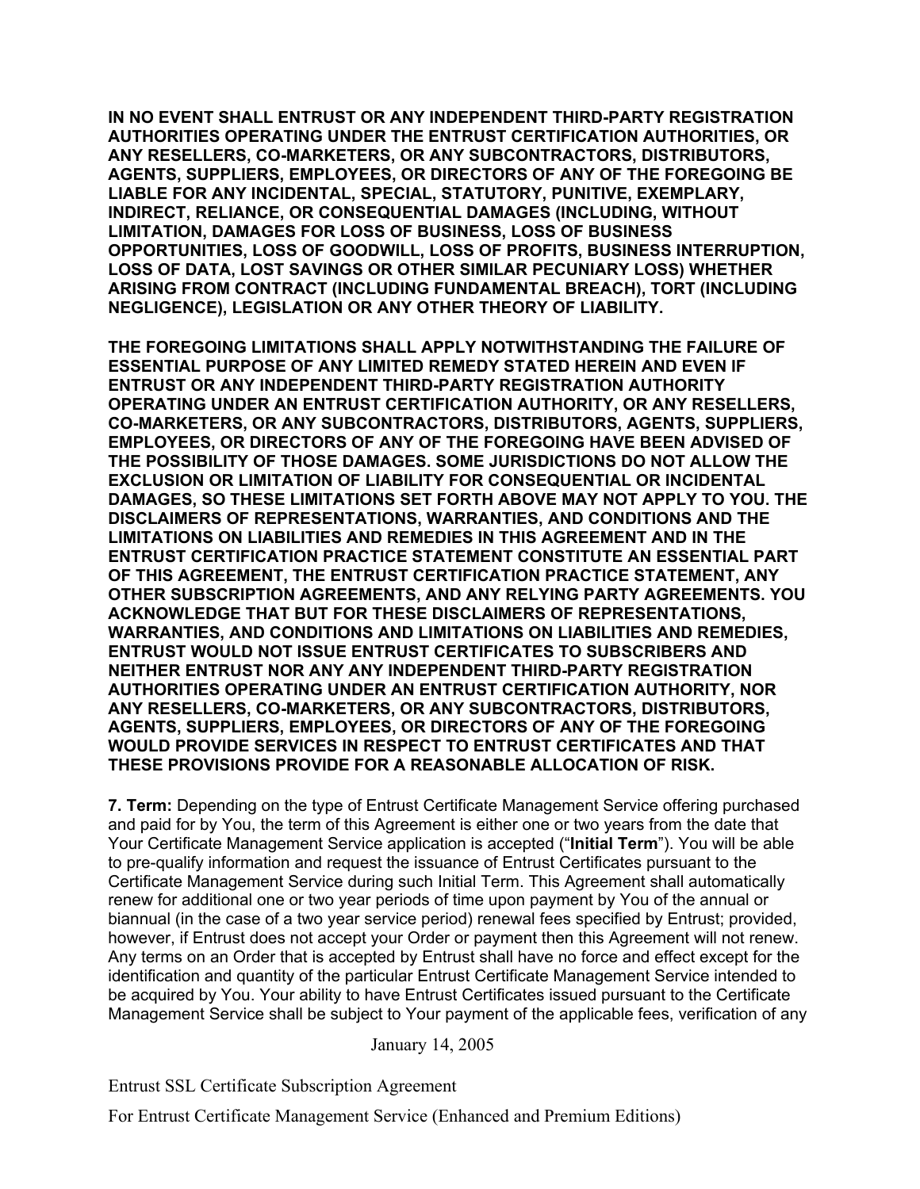**IN NO EVENT SHALL ENTRUST OR ANY INDEPENDENT THIRD-PARTY REGISTRATION AUTHORITIES OPERATING UNDER THE ENTRUST CERTIFICATION AUTHORITIES, OR ANY RESELLERS, CO-MARKETERS, OR ANY SUBCONTRACTORS, DISTRIBUTORS, AGENTS, SUPPLIERS, EMPLOYEES, OR DIRECTORS OF ANY OF THE FOREGOING BE LIABLE FOR ANY INCIDENTAL, SPECIAL, STATUTORY, PUNITIVE, EXEMPLARY, INDIRECT, RELIANCE, OR CONSEQUENTIAL DAMAGES (INCLUDING, WITHOUT LIMITATION, DAMAGES FOR LOSS OF BUSINESS, LOSS OF BUSINESS OPPORTUNITIES, LOSS OF GOODWILL, LOSS OF PROFITS, BUSINESS INTERRUPTION, LOSS OF DATA, LOST SAVINGS OR OTHER SIMILAR PECUNIARY LOSS) WHETHER ARISING FROM CONTRACT (INCLUDING FUNDAMENTAL BREACH), TORT (INCLUDING NEGLIGENCE), LEGISLATION OR ANY OTHER THEORY OF LIABILITY.**

**THE FOREGOING LIMITATIONS SHALL APPLY NOTWITHSTANDING THE FAILURE OF ESSENTIAL PURPOSE OF ANY LIMITED REMEDY STATED HEREIN AND EVEN IF ENTRUST OR ANY INDEPENDENT THIRD-PARTY REGISTRATION AUTHORITY OPERATING UNDER AN ENTRUST CERTIFICATION AUTHORITY, OR ANY RESELLERS, CO-MARKETERS, OR ANY SUBCONTRACTORS, DISTRIBUTORS, AGENTS, SUPPLIERS, EMPLOYEES, OR DIRECTORS OF ANY OF THE FOREGOING HAVE BEEN ADVISED OF THE POSSIBILITY OF THOSE DAMAGES. SOME JURISDICTIONS DO NOT ALLOW THE EXCLUSION OR LIMITATION OF LIABILITY FOR CONSEQUENTIAL OR INCIDENTAL DAMAGES, SO THESE LIMITATIONS SET FORTH ABOVE MAY NOT APPLY TO YOU. THE DISCLAIMERS OF REPRESENTATIONS, WARRANTIES, AND CONDITIONS AND THE LIMITATIONS ON LIABILITIES AND REMEDIES IN THIS AGREEMENT AND IN THE ENTRUST CERTIFICATION PRACTICE STATEMENT CONSTITUTE AN ESSENTIAL PART OF THIS AGREEMENT, THE ENTRUST CERTIFICATION PRACTICE STATEMENT, ANY OTHER SUBSCRIPTION AGREEMENTS, AND ANY RELYING PARTY AGREEMENTS. YOU ACKNOWLEDGE THAT BUT FOR THESE DISCLAIMERS OF REPRESENTATIONS, WARRANTIES, AND CONDITIONS AND LIMITATIONS ON LIABILITIES AND REMEDIES, ENTRUST WOULD NOT ISSUE ENTRUST CERTIFICATES TO SUBSCRIBERS AND NEITHER ENTRUST NOR ANY ANY INDEPENDENT THIRD-PARTY REGISTRATION AUTHORITIES OPERATING UNDER AN ENTRUST CERTIFICATION AUTHORITY, NOR ANY RESELLERS, CO-MARKETERS, OR ANY SUBCONTRACTORS, DISTRIBUTORS, AGENTS, SUPPLIERS, EMPLOYEES, OR DIRECTORS OF ANY OF THE FOREGOING WOULD PROVIDE SERVICES IN RESPECT TO ENTRUST CERTIFICATES AND THAT THESE PROVISIONS PROVIDE FOR A REASONABLE ALLOCATION OF RISK.**

**7. Term:** Depending on the type of Entrust Certificate Management Service offering purchased and paid for by You, the term of this Agreement is either one or two years from the date that Your Certificate Management Service application is accepted ("**Initial Term**"). You will be able to pre-qualify information and request the issuance of Entrust Certificates pursuant to the Certificate Management Service during such Initial Term. This Agreement shall automatically renew for additional one or two year periods of time upon payment by You of the annual or biannual (in the case of a two year service period) renewal fees specified by Entrust; provided, however, if Entrust does not accept your Order or payment then this Agreement will not renew. Any terms on an Order that is accepted by Entrust shall have no force and effect except for the identification and quantity of the particular Entrust Certificate Management Service intended to be acquired by You. Your ability to have Entrust Certificates issued pursuant to the Certificate Management Service shall be subject to Your payment of the applicable fees, verification of any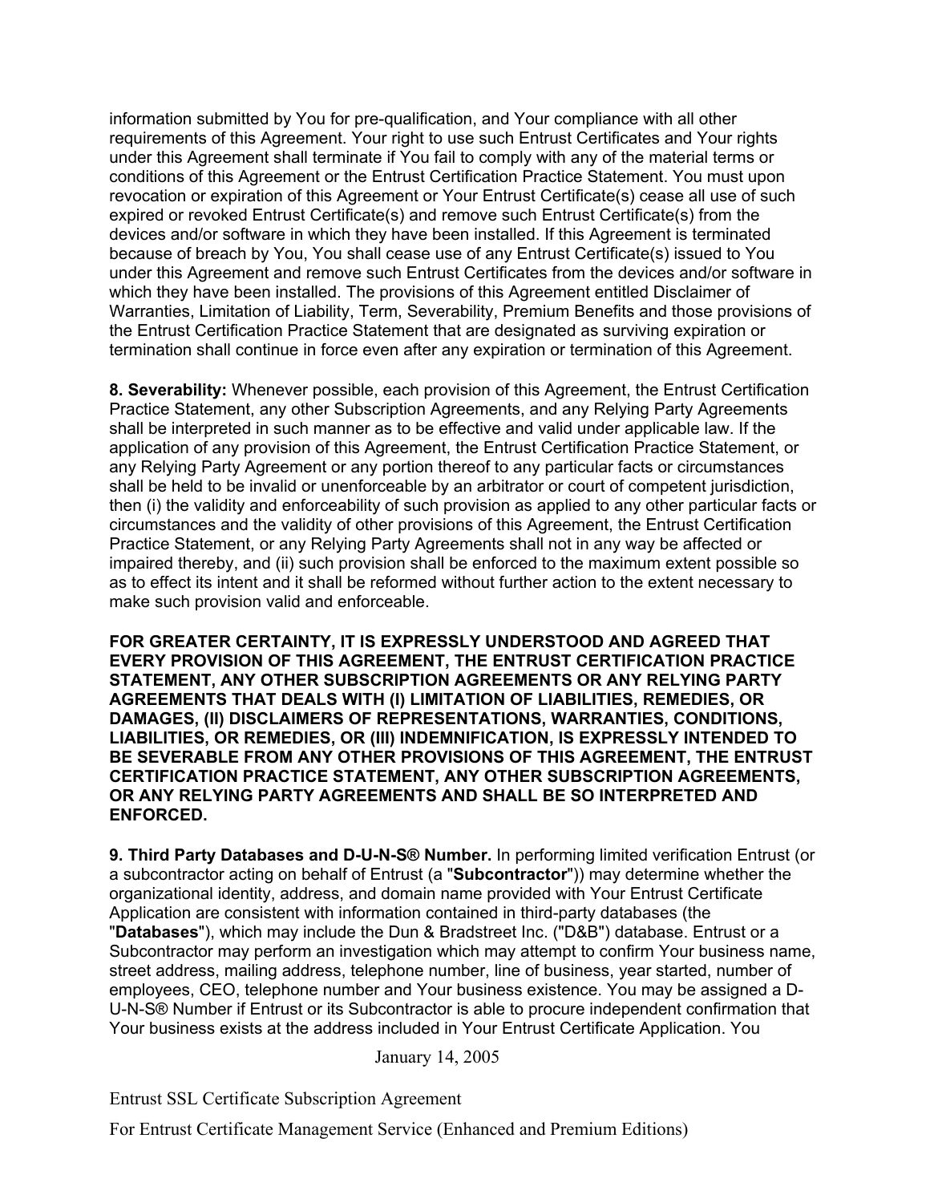information submitted by You for pre-qualification, and Your compliance with all other requirements of this Agreement. Your right to use such Entrust Certificates and Your rights under this Agreement shall terminate if You fail to comply with any of the material terms or conditions of this Agreement or the Entrust Certification Practice Statement. You must upon revocation or expiration of this Agreement or Your Entrust Certificate(s) cease all use of such expired or revoked Entrust Certificate(s) and remove such Entrust Certificate(s) from the devices and/or software in which they have been installed. If this Agreement is terminated because of breach by You, You shall cease use of any Entrust Certificate(s) issued to You under this Agreement and remove such Entrust Certificates from the devices and/or software in which they have been installed. The provisions of this Agreement entitled Disclaimer of Warranties, Limitation of Liability, Term, Severability, Premium Benefits and those provisions of the Entrust Certification Practice Statement that are designated as surviving expiration or termination shall continue in force even after any expiration or termination of this Agreement.

**8. Severability:** Whenever possible, each provision of this Agreement, the Entrust Certification Practice Statement, any other Subscription Agreements, and any Relying Party Agreements shall be interpreted in such manner as to be effective and valid under applicable law. If the application of any provision of this Agreement, the Entrust Certification Practice Statement, or any Relying Party Agreement or any portion thereof to any particular facts or circumstances shall be held to be invalid or unenforceable by an arbitrator or court of competent jurisdiction, then (i) the validity and enforceability of such provision as applied to any other particular facts or circumstances and the validity of other provisions of this Agreement, the Entrust Certification Practice Statement, or any Relying Party Agreements shall not in any way be affected or impaired thereby, and (ii) such provision shall be enforced to the maximum extent possible so as to effect its intent and it shall be reformed without further action to the extent necessary to make such provision valid and enforceable.

**FOR GREATER CERTAINTY, IT IS EXPRESSLY UNDERSTOOD AND AGREED THAT EVERY PROVISION OF THIS AGREEMENT, THE ENTRUST CERTIFICATION PRACTICE STATEMENT, ANY OTHER SUBSCRIPTION AGREEMENTS OR ANY RELYING PARTY AGREEMENTS THAT DEALS WITH (I) LIMITATION OF LIABILITIES, REMEDIES, OR DAMAGES, (II) DISCLAIMERS OF REPRESENTATIONS, WARRANTIES, CONDITIONS, LIABILITIES, OR REMEDIES, OR (III) INDEMNIFICATION, IS EXPRESSLY INTENDED TO BE SEVERABLE FROM ANY OTHER PROVISIONS OF THIS AGREEMENT, THE ENTRUST CERTIFICATION PRACTICE STATEMENT, ANY OTHER SUBSCRIPTION AGREEMENTS, OR ANY RELYING PARTY AGREEMENTS AND SHALL BE SO INTERPRETED AND ENFORCED.**

**9. Third Party Databases and D-U-N-S® Number.** In performing limited verification Entrust (or a subcontractor acting on behalf of Entrust (a "**Subcontractor**")) may determine whether the organizational identity, address, and domain name provided with Your Entrust Certificate Application are consistent with information contained in third-party databases (the "**Databases**"), which may include the Dun & Bradstreet Inc. ("D&B") database. Entrust or a Subcontractor may perform an investigation which may attempt to confirm Your business name, street address, mailing address, telephone number, line of business, year started, number of employees, CEO, telephone number and Your business existence. You may be assigned a D-U-N-S® Number if Entrust or its Subcontractor is able to procure independent confirmation that Your business exists at the address included in Your Entrust Certificate Application. You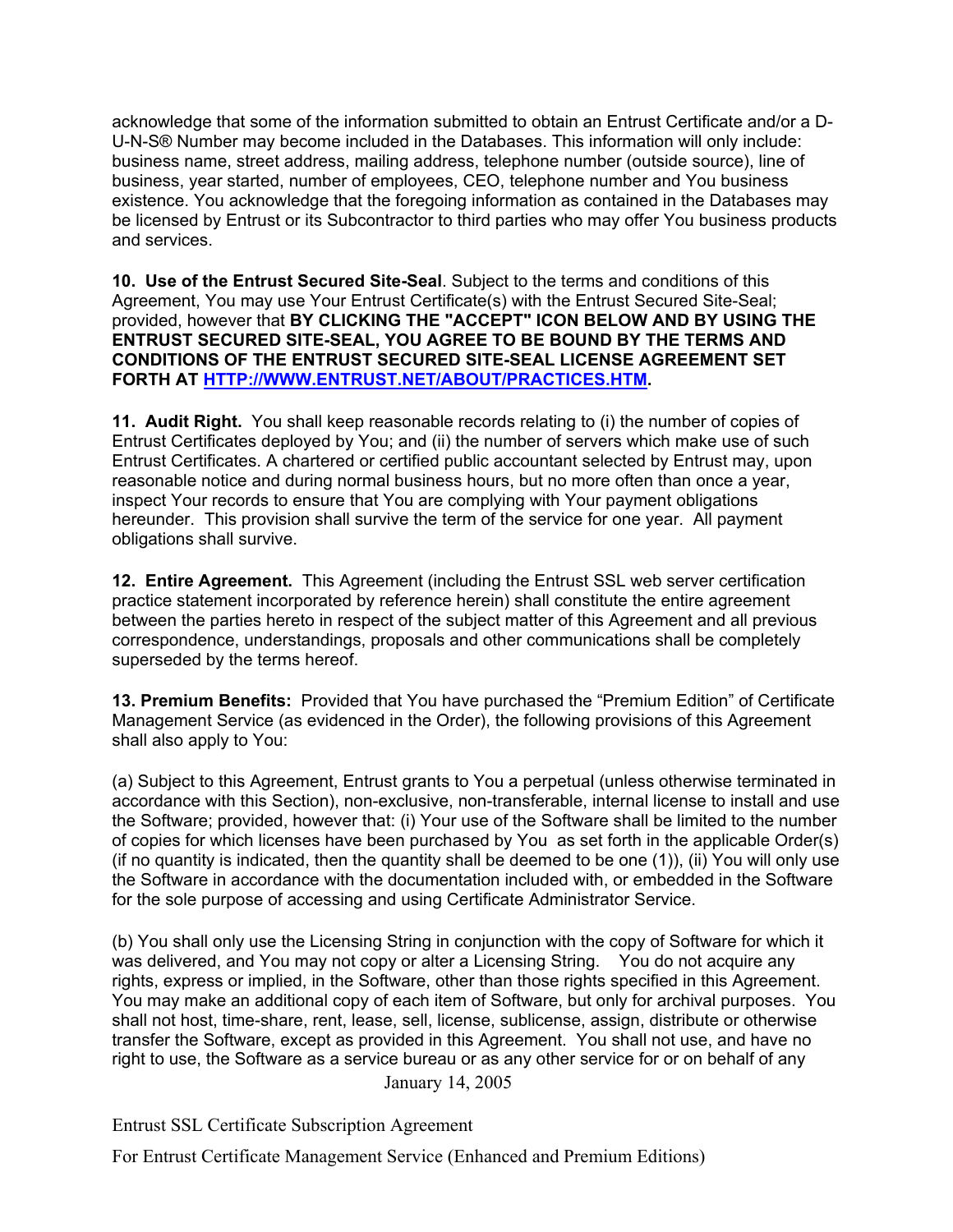acknowledge that some of the information submitted to obtain an Entrust Certificate and/or a D-U-N-S® Number may become included in the Databases. This information will only include: business name, street address, mailing address, telephone number (outside source), line of business, year started, number of employees, CEO, telephone number and You business existence. You acknowledge that the foregoing information as contained in the Databases may be licensed by Entrust or its Subcontractor to third parties who may offer You business products and services.

**10. Use of the Entrust Secured Site-Seal**. Subject to the terms and conditions of this Agreement, You may use Your Entrust Certificate(s) with the Entrust Secured Site-Seal; provided, however that **BY CLICKING THE "ACCEPT" ICON BELOW AND BY USING THE ENTRUST SECURED SITE-SEAL, YOU AGREE TO BE BOUND BY THE TERMS AND CONDITIONS OF THE ENTRUST SECURED SITE-SEAL LICENSE AGREEMENT SET FORTH AT [HTTP://WWW.ENTRUST.NET/ABOUT/PRACTICES.HTM](HTTP://WWW.ENTRUST.NET/ABOUT/PRACTICES.HTM).**

**11. Audit Right.** You shall keep reasonable records relating to (i) the number of copies of Entrust Certificates deployed by You; and (ii) the number of servers which make use of such Entrust Certificates. A chartered or certified public accountant selected by Entrust may, upon reasonable notice and during normal business hours, but no more often than once a year, inspect Your records to ensure that You are complying with Your payment obligations hereunder. This provision shall survive the term of the service for one year. All payment obligations shall survive.

**12. Entire Agreement.** This Agreement (including the Entrust SSL web server certification practice statement incorporated by reference herein) shall constitute the entire agreement between the parties hereto in respect of the subject matter of this Agreement and all previous correspondence, understandings, proposals and other communications shall be completely superseded by the terms hereof.

**13. Premium Benefits:** Provided that You have purchased the "Premium Edition" of Certificate Management Service (as evidenced in the Order), the following provisions of this Agreement shall also apply to You:

(a) Subject to this Agreement, Entrust grants to You a perpetual (unless otherwise terminated in accordance with this Section), non-exclusive, non-transferable, internal license to install and use the Software; provided, however that: (i) Your use of the Software shall be limited to the number of copies for which licenses have been purchased by You as set forth in the applicable Order(s) (if no quantity is indicated, then the quantity shall be deemed to be one (1)), (ii) You will only use the Software in accordance with the documentation included with, or embedded in the Software for the sole purpose of accessing and using Certificate Administrator Service.

(b) You shall only use the Licensing String in conjunction with the copy of Software for which it was delivered, and You may not copy or alter a Licensing String. You do not acquire any rights, express or implied, in the Software, other than those rights specified in this Agreement. You may make an additional copy of each item of Software, but only for archival purposes. You shall not host, time-share, rent, lease, sell, license, sublicense, assign, distribute or otherwise transfer the Software, except as provided in this Agreement. You shall not use, and have no right to use, the Software as a service bureau or as any other service for or on behalf of any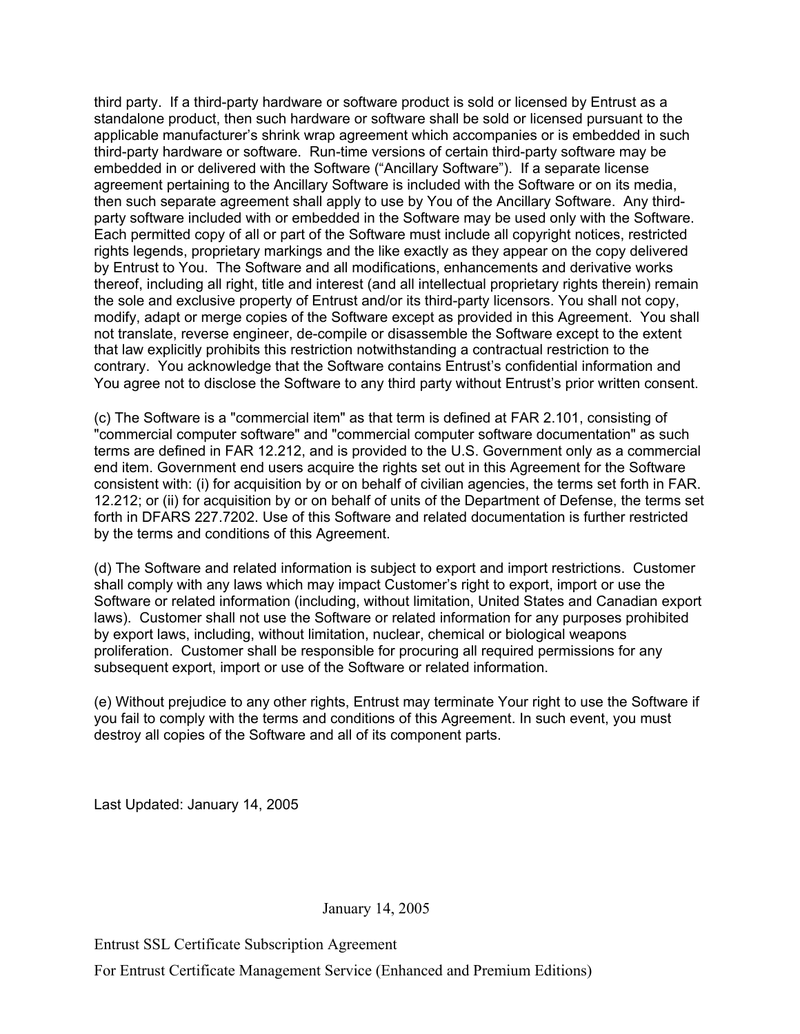third party. If a third-party hardware or software product is sold or licensed by Entrust as a standalone product, then such hardware or software shall be sold or licensed pursuant to the applicable manufacturer's shrink wrap agreement which accompanies or is embedded in such third-party hardware or software. Run-time versions of certain third-party software may be embedded in or delivered with the Software ("Ancillary Software"). If a separate license agreement pertaining to the Ancillary Software is included with the Software or on its media, then such separate agreement shall apply to use by You of the Ancillary Software. Any third-party software included with or embedded in the Software may be used only with the Software. Each permitted copy of all or part of the Software must include all copyright notices, restricted rights legends, proprietary markings and the like exactly as they appear on the copy delivered by Entrust to You. The Software and all modifications, enhancements and derivative works thereof, including all right, title and interest (and all intellectual proprietary rights therein) remain the sole and exclusive property of Entrust and/or its third-party licensors. You shall not copy, modify, adapt or merge copies of the Software except as provided in this Agreement. You shall not translate, reverse engineer, de-compile or disassemble the Software except to the extent that law explicitly prohibits this restriction notwithstanding a contractual restriction to the contrary. You acknowledge that the Software contains Entrust's confidential information and You agree not to disclose the Software to any third party without Entrust's prior written consent.

(c) The Software is a "commercial item" as that term is defined at FAR 2.101, consisting of "commercial computer software" and "commercial computer software documentation" as such terms are defined in FAR 12.212, and is provided to the U.S. Government only as a commercial end item. Government end users acquire the rights set out in this Agreement for the Software consistent with: (i) for acquisition by or on behalf of civilian agencies, the terms set forth in FAR. 12.212; or (ii) for acquisition by or on behalf of units of the Department of Defense, the terms set forth in DFARS 227.7202. Use of this Software and related documentation is further restricted by the terms and conditions of this Agreement.

(d) The Software and related information is subject to export and import restrictions. Customer shall comply with any laws which may impact Customer's right to export, import or use the Software or related information (including, without limitation, United States and Canadian export laws). Customer shall not use the Software or related information for any purposes prohibited by export laws, including, without limitation, nuclear, chemical or biological weapons proliferation. Customer shall be responsible for procuring all required permissions for any subsequent export, import or use of the Software or related information.

(e) Without prejudice to any other rights, Entrust may terminate Your right to use the Software if you fail to comply with the terms and conditions of this Agreement. In such event, you must destroy all copies of the Software and all of its component parts.

Last Updated: January 14, 2005

January 14, 2005

Entrust SSL Certificate Subscription Agreement

For Entrust Certificate Management Service (Enhanced and Premium Editions)